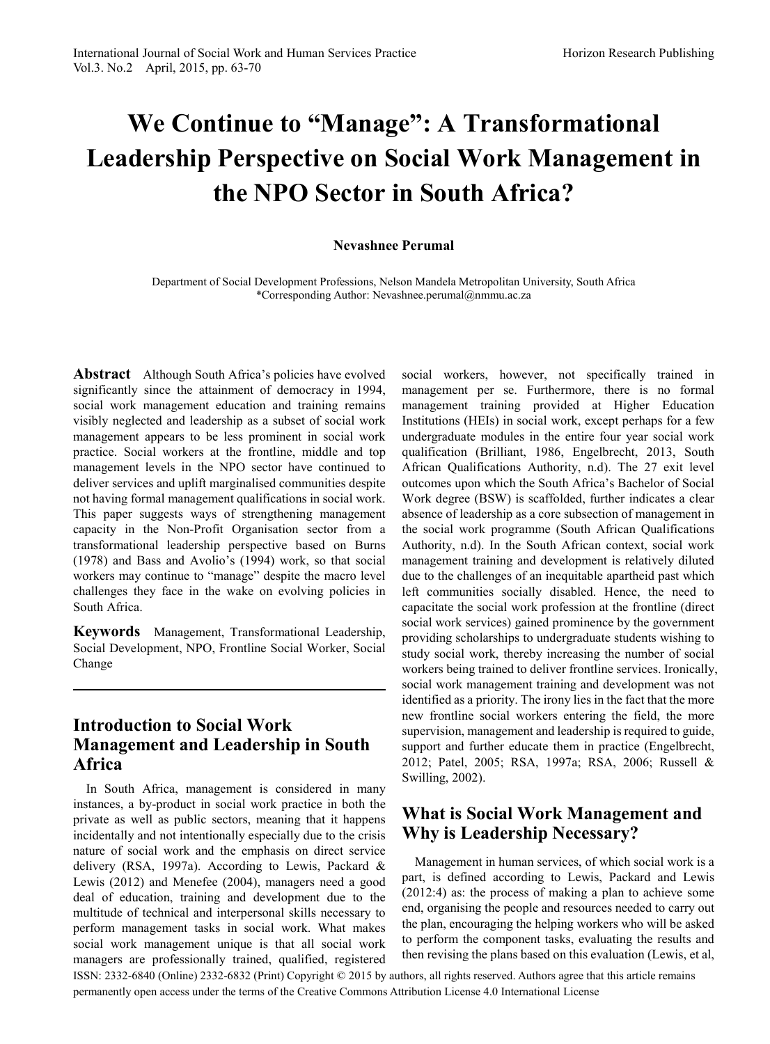# We Continue to "Manage": A Transformational Leadership Perspective on Social Work Management in the NPO Sector in South Africa?

**Nevashnee Perumal**

Department of Social Development Professions, Nelson Mandela Metropolitan University, South Africa
*Corresponding Author: Nevashnee.perumal@nmmu.ac.za

**Abstract** Although South Africa's policies have evolved significantly since the attainment of democracy in 1994, social work management education and training remains visibly neglected and leadership as a subset of social work management appears to be less prominent in social work practice. Social workers at the frontline, middle and top management levels in the NPO sector have continued to deliver services and uplift marginalised communities despite not having formal management qualifications in social work. This paper suggests ways of strengthening management capacity in the Non-Profit Organisation sector from a transformational leadership perspective based on Burns (1978) and Bass and Avolio's (1994) work, so that social workers may continue to "manage" despite the macro level challenges they face in the wake on evolving policies in South Africa.

**Keywords** Management, Transformational Leadership, Social Development, NPO, Frontline Social Worker, Social Change

## Introduction to Social Work Management and Leadership in South Africa

In South Africa, management is considered in many instances, a by-product in social work practice in both the private as well as public sectors, meaning that it happens incidentally and not intentionally especially due to the crisis nature of social work and the emphasis on direct service delivery (RSA, 1997a). According to Lewis, Packard & Lewis (2012) and Menefee (2004), managers need a good deal of education, training and development due to the multitude of technical and interpersonal skills necessary to perform management tasks in social work. What makes social work management unique is that all social work managers are professionally trained, qualified, registered social workers, however, not specifically trained in management per se. Furthermore, there is no formal management training provided at Higher Education Institutions (HEIs) in social work, except perhaps for a few undergraduate modules in the entire four year social work qualification (Brilliant, 1986, Engelbrecht, 2013, South African Qualifications Authority, n.d). The 27 exit level outcomes upon which the South Africa's Bachelor of Social Work degree (BSW) is scaffolded, further indicates a clear absence of leadership as a core subsection of management in the social work programme (South African Qualifications Authority, n.d). In the South African context, social work management training and development is relatively diluted due to the challenges of an inequitable apartheid past which left communities socially disabled. Hence, the need to capacitate the social work profession at the frontline (direct social work services) gained prominence by the government providing scholarships to undergraduate students wishing to study social work, thereby increasing the number of social workers being trained to deliver frontline services. Ironically, social work management training and development was not identified as a priority. The irony lies in the fact that the more new frontline social workers entering the field, the more supervision, management and leadership is required to guide, support and further educate them in practice (Engelbrecht, 2012; Patel, 2005; RSA, 1997a; RSA, 2006; Russell & Swilling, 2002).

## What is Social Work Management and Why is Leadership Necessary?

Management in human services, of which social work is a part, is defined according to Lewis, Packard and Lewis (2012:4) as: the process of making a plan to achieve some end, organising the people and resources needed to carry out the plan, encouraging the helping workers who will be asked to perform the component tasks, evaluating the results and then revising the plans based on this evaluation (Lewis, et al,

ISSN: 2332-6840 (Online) 2332-6832 (Print) Copyright © 2015 by authors, all rights reserved. Authors agree that this article remains permanently open access under the terms of the Creative Commons Attribution License 4.0 International License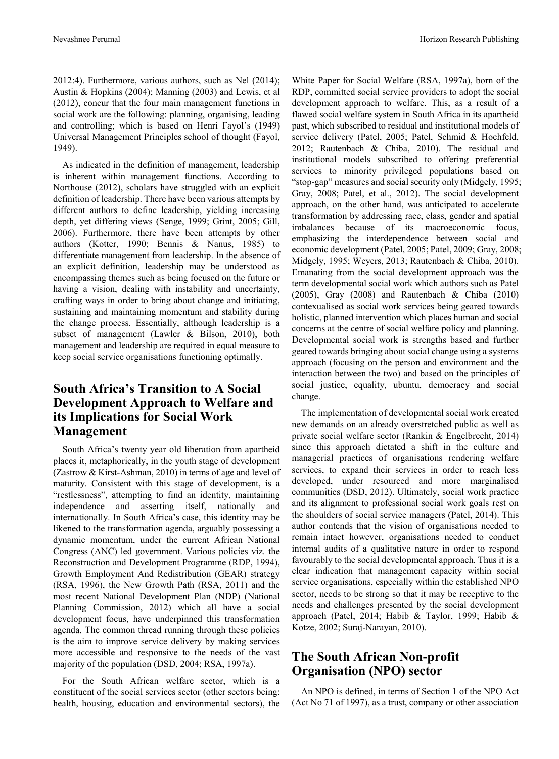2012:4). Furthermore, various authors, such as Nel (2014); Austin & Hopkins (2004); Manning (2003) and Lewis, et al (2012), concur that the four main management functions in social work are the following: planning, organising, leading and controlling; which is based on Henri Fayol's (1949) Universal Management Principles school of thought (Fayol, 1949).

As indicated in the definition of management, leadership is inherent within management functions. According to Northouse (2012), scholars have struggled with an explicit definition of leadership. There have been various attempts by different authors to define leadership, yielding increasing depth, yet differing views (Senge, 1999; Grint, 2005; Gill, 2006). Furthermore, there have been attempts by other authors (Kotter, 1990; Bennis & Nanus, 1985) to differentiate management from leadership. In the absence of an explicit definition, leadership may be understood as encompassing themes such as being focused on the future or having a vision, dealing with instability and uncertainty, crafting ways in order to bring about change and initiating, sustaining and maintaining momentum and stability during the change process. Essentially, although leadership is a subset of management (Lawler & Bilson, 2010), both management and leadership are required in equal measure to keep social service organisations functioning optimally.

## South Africa's Transition to A Social Development Approach to Welfare and its Implications for Social Work Management

South Africa's twenty year old liberation from apartheid places it, metaphorically, in the youth stage of development (Zastrow & Kirst-Ashman, 2010) in terms of age and level of maturity. Consistent with this stage of development, is a "restlessness", attempting to find an identity, maintaining independence and asserting itself, nationally and internationally. In South Africa's case, this identity may be likened to the transformation agenda, arguably possessing a dynamic momentum, under the current African National Congress (ANC) led government. Various policies viz. the Reconstruction and Development Programme (RDP, 1994), Growth Employment And Redistribution (GEAR) strategy (RSA, 1996), the New Growth Path (RSA, 2011) and the most recent National Development Plan (NDP) (National Planning Commission, 2012) which all have a social development focus, have underpinned this transformation agenda. The common thread running through these policies is the aim to improve service delivery by making services more accessible and responsive to the needs of the vast majority of the population (DSD, 2004; RSA, 1997a).

For the South African welfare sector, which is a constituent of the social services sector (other sectors being: health, housing, education and environmental sectors), the White Paper for Social Welfare (RSA, 1997a), born of the RDP, committed social service providers to adopt the social development approach to welfare. This, as a result of a flawed social welfare system in South Africa in its apartheid past, which subscribed to residual and institutional models of service delivery (Patel, 2005; Patel, Schmid & Hochfeld, 2012; Rautenbach & Chiba, 2010). The residual and institutional models subscribed to offering preferential services to minority privileged populations based on "stop-gap" measures and social security only (Midgely, 1995; Gray, 2008; Patel, et al., 2012). The social development approach, on the other hand, was anticipated to accelerate transformation by addressing race, class, gender and spatial imbalances because of its macroeconomic focus, emphasizing the interdependence between social and economic development (Patel, 2005; Patel, 2009; Gray, 2008; Midgely, 1995; Weyers, 2013; Rautenbach & Chiba, 2010). Emanating from the social development approach was the term developmental social work which authors such as Patel (2005), Gray (2008) and Rautenbach & Chiba (2010) contexualised as social work services being geared towards holistic, planned intervention which places human and social concerns at the centre of social welfare policy and planning. Developmental social work is strengths based and further geared towards bringing about social change using a systems approach (focusing on the person and environment and the interaction between the two) and based on the principles of social justice, equality, ubuntu, democracy and social change.

The implementation of developmental social work created new demands on an already overstretched public as well as private social welfare sector (Rankin & Engelbrecht, 2014) since this approach dictated a shift in the culture and managerial practices of organisations rendering welfare services, to expand their services in order to reach less developed, under resourced and more marginalised communities (DSD, 2012). Ultimately, social work practice and its alignment to professional social work goals rest on the shoulders of social service managers (Patel, 2014). This author contends that the vision of organisations needed to remain intact however, organisations needed to conduct internal audits of a qualitative nature in order to respond favourably to the social developmental approach. Thus it is a clear indication that management capacity within social service organisations, especially within the established NPO sector, needs to be strong so that it may be receptive to the needs and challenges presented by the social development approach (Patel, 2014; Habib & Taylor, 1999; Habib & Kotze, 2002; Suraj-Narayan, 2010).

## The South African Non-profit Organisation (NPO) sector

An NPO is defined, in terms of Section 1 of the NPO Act (Act No 71 of 1997), as a trust, company or other association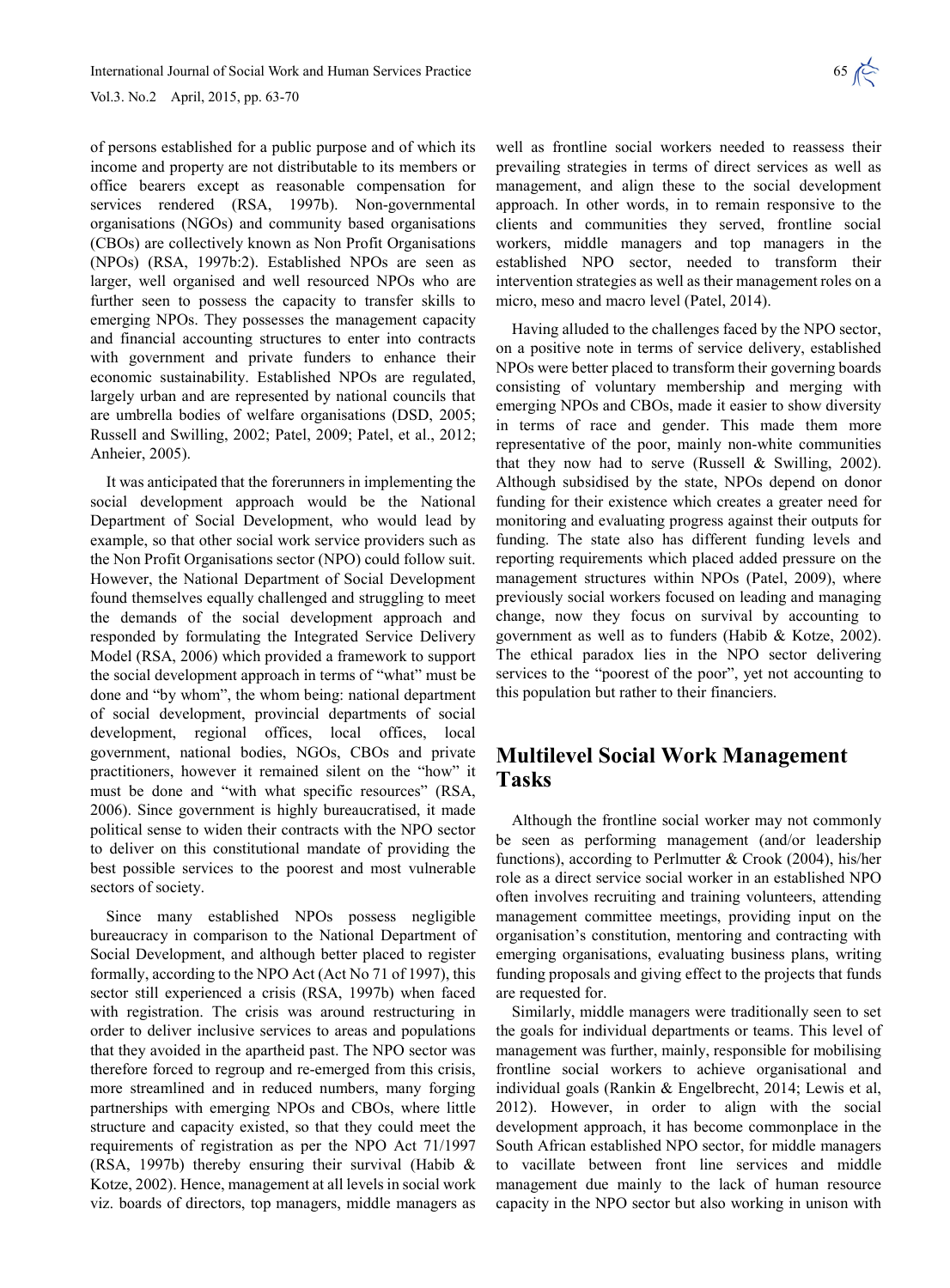of persons established for a public purpose and of which its income and property are not distributable to its members or office bearers except as reasonable compensation for services rendered (RSA, 1997b). Non-governmental organisations (NGOs) and community based organisations (CBOs) are collectively known as Non Profit Organisations (NPOs) (RSA, 1997b:2). Established NPOs are seen as larger, well organised and well resourced NPOs who are further seen to possess the capacity to transfer skills to emerging NPOs. They possesses the management capacity and financial accounting structures to enter into contracts with government and private funders to enhance their economic sustainability. Established NPOs are regulated, largely urban and are represented by national councils that are umbrella bodies of welfare organisations (DSD, 2005; Russell and Swilling, 2002; Patel, 2009; Patel, et al., 2012; Anheier, 2005).

It was anticipated that the forerunners in implementing the social development approach would be the National Department of Social Development, who would lead by example, so that other social work service providers such as the Non Profit Organisations sector (NPO) could follow suit. However, the National Department of Social Development found themselves equally challenged and struggling to meet the demands of the social development approach and responded by formulating the Integrated Service Delivery Model (RSA, 2006) which provided a framework to support the social development approach in terms of "what" must be done and "by whom", the whom being: national department of social development, provincial departments of social development, regional offices, local offices, local government, national bodies, NGOs, CBOs and private practitioners, however it remained silent on the "how" it must be done and "with what specific resources" (RSA, 2006). Since government is highly bureaucratised, it made political sense to widen their contracts with the NPO sector to deliver on this constitutional mandate of providing the best possible services to the poorest and most vulnerable sectors of society.

Since many established NPOs possess negligible bureaucracy in comparison to the National Department of Social Development, and although better placed to register formally, according to the NPO Act (Act No 71 of 1997), this sector still experienced a crisis (RSA, 1997b) when faced with registration. The crisis was around restructuring in order to deliver inclusive services to areas and populations that they avoided in the apartheid past. The NPO sector was therefore forced to regroup and re-emerged from this crisis, more streamlined and in reduced numbers, many forging partnerships with emerging NPOs and CBOs, where little structure and capacity existed, so that they could meet the requirements of registration as per the NPO Act 71/1997 (RSA, 1997b) thereby ensuring their survival (Habib & Kotze, 2002). Hence, management at all levels in social work viz. boards of directors, top managers, middle managers as well as frontline social workers needed to reassess their prevailing strategies in terms of direct services as well as management, and align these to the social development approach. In other words, in to remain responsive to the clients and communities they served, frontline social workers, middle managers and top managers in the established NPO sector, needed to transform their intervention strategies as well as their management roles on a micro, meso and macro level (Patel, 2014).

Having alluded to the challenges faced by the NPO sector, on a positive note in terms of service delivery, established NPOs were better placed to transform their governing boards consisting of voluntary membership and merging with emerging NPOs and CBOs, made it easier to show diversity in terms of race and gender. This made them more representative of the poor, mainly non-white communities that they now had to serve (Russell & Swilling, 2002). Although subsidised by the state, NPOs depend on donor funding for their existence which creates a greater need for monitoring and evaluating progress against their outputs for funding. The state also has different funding levels and reporting requirements which placed added pressure on the management structures within NPOs (Patel, 2009), where previously social workers focused on leading and managing change, now they focus on survival by accounting to government as well as to funders (Habib & Kotze, 2002). The ethical paradox lies in the NPO sector delivering services to the "poorest of the poor", yet not accounting to this population but rather to their financiers.

## Multilevel Social Work Management Tasks

Although the frontline social worker may not commonly be seen as performing management (and/or leadership functions), according to Perlmutter & Crook (2004), his/her role as a direct service social worker in an established NPO often involves recruiting and training volunteers, attending management committee meetings, providing input on the organisation's constitution, mentoring and contracting with emerging organisations, evaluating business plans, writing funding proposals and giving effect to the projects that funds are requested for.

Similarly, middle managers were traditionally seen to set the goals for individual departments or teams. This level of management was further, mainly, responsible for mobilising frontline social workers to achieve organisational and individual goals (Rankin & Engelbrecht, 2014; Lewis et al, 2012). However, in order to align with the social development approach, it has become commonplace in the South African established NPO sector, for middle managers to vacillate between front line services and middle management due mainly to the lack of human resource capacity in the NPO sector but also working in unison with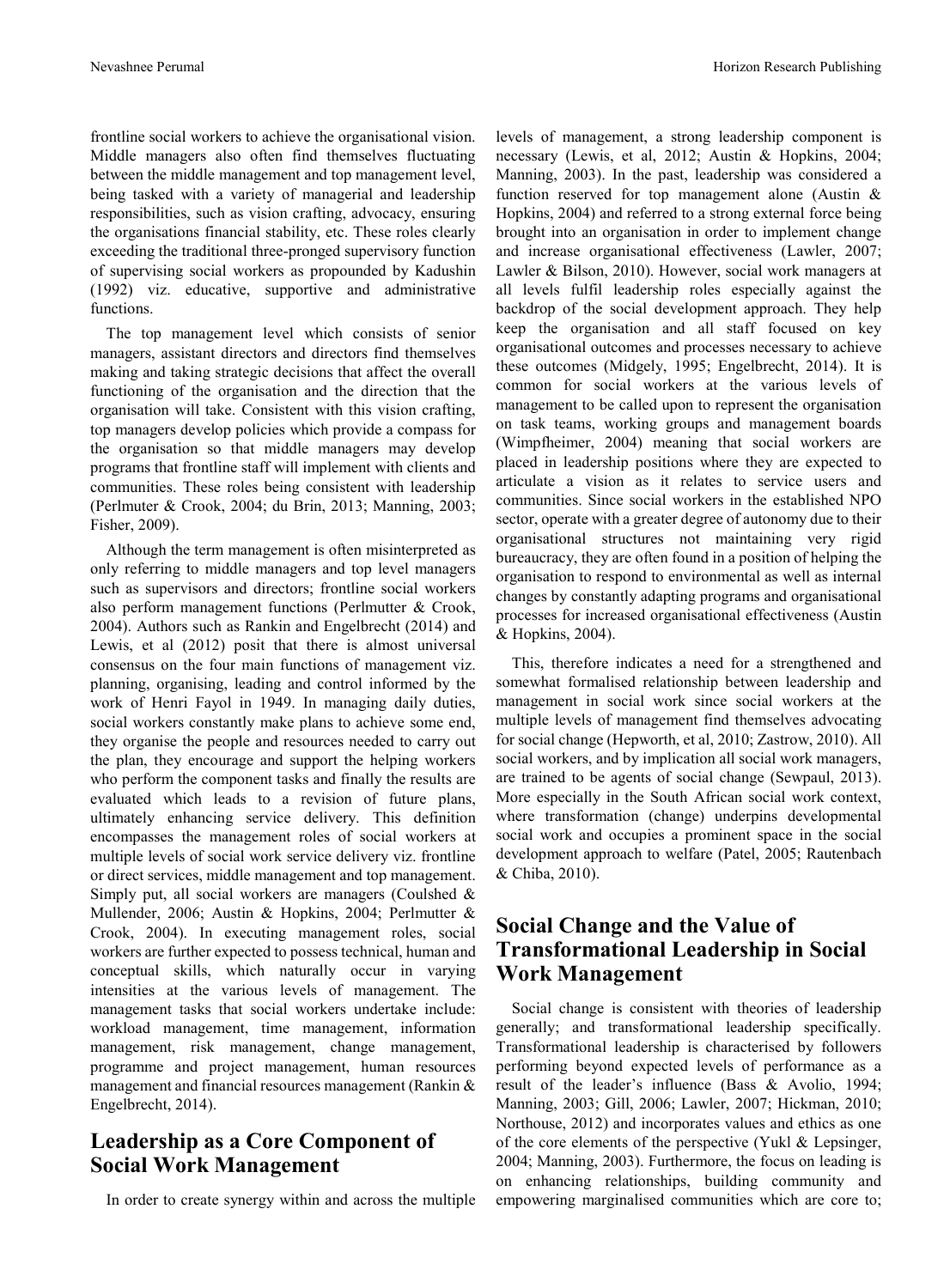frontline social workers to achieve the organisational vision. Middle managers also often find themselves fluctuating between the middle management and top management level, being tasked with a variety of managerial and leadership responsibilities, such as vision crafting, advocacy, ensuring the organisations financial stability, etc. These roles clearly exceeding the traditional three-pronged supervisory function of supervising social workers as propounded by Kadushin (1992) viz. educative, supportive and administrative functions.

The top management level which consists of senior managers, assistant directors and directors find themselves making and taking strategic decisions that affect the overall functioning of the organisation and the direction that the organisation will take. Consistent with this vision crafting, top managers develop policies which provide a compass for the organisation so that middle managers may develop programs that frontline staff will implement with clients and communities. These roles being consistent with leadership (Perlmuter & Crook, 2004; du Brin, 2013; Manning, 2003; Fisher, 2009).

Although the term management is often misinterpreted as only referring to middle managers and top level managers such as supervisors and directors; frontline social workers also perform management functions (Perlmutter & Crook, 2004). Authors such as Rankin and Engelbrecht (2014) and Lewis, et al (2012) posit that there is almost universal consensus on the four main functions of management viz. planning, organising, leading and control informed by the work of Henri Fayol in 1949. In managing daily duties, social workers constantly make plans to achieve some end, they organise the people and resources needed to carry out the plan, they encourage and support the helping workers who perform the component tasks and finally the results are evaluated which leads to a revision of future plans, ultimately enhancing service delivery. This definition encompasses the management roles of social workers at multiple levels of social work service delivery viz. frontline or direct services, middle management and top management. Simply put, all social workers are managers (Coulshed & Mullender, 2006; Austin & Hopkins, 2004; Perlmutter & Crook, 2004). In executing management roles, social workers are further expected to possess technical, human and conceptual skills, which naturally occur in varying intensities at the various levels of management. The management tasks that social workers undertake include: workload management, time management, information management, risk management, change management, programme and project management, human resources management and financial resources management (Rankin & Engelbrecht, 2014).

## Leadership as a Core Component of Social Work Management

In order to create synergy within and across the multiple levels of management, a strong leadership component is necessary (Lewis, et al, 2012; Austin & Hopkins, 2004; Manning, 2003). In the past, leadership was considered a function reserved for top management alone (Austin & Hopkins, 2004) and referred to a strong external force being brought into an organisation in order to implement change and increase organisational effectiveness (Lawler, 2007; Lawler & Bilson, 2010). However, social work managers at all levels fulfil leadership roles especially against the backdrop of the social development approach. They help keep the organisation and all staff focused on key organisational outcomes and processes necessary to achieve these outcomes (Midgely, 1995; Engelbrecht, 2014). It is common for social workers at the various levels of management to be called upon to represent the organisation on task teams, working groups and management boards (Wimpfheimer, 2004) meaning that social workers are placed in leadership positions where they are expected to articulate a vision as it relates to service users and communities. Since social workers in the established NPO sector, operate with a greater degree of autonomy due to their organisational structures not maintaining very rigid bureaucracy, they are often found in a position of helping the organisation to respond to environmental as well as internal changes by constantly adapting programs and organisational processes for increased organisational effectiveness (Austin & Hopkins, 2004).

This, therefore indicates a need for a strengthened and somewhat formalised relationship between leadership and management in social work since social workers at the multiple levels of management find themselves advocating for social change (Hepworth, et al, 2010; Zastrow, 2010). All social workers, and by implication all social work managers, are trained to be agents of social change (Sewpaul, 2013). More especially in the South African social work context, where transformation (change) underpins developmental social work and occupies a prominent space in the social development approach to welfare (Patel, 2005; Rautenbach & Chiba, 2010).

## Social Change and the Value of Transformational Leadership in Social Work Management

Social change is consistent with theories of leadership generally; and transformational leadership specifically. Transformational leadership is characterised by followers performing beyond expected levels of performance as a result of the leader's influence (Bass & Avolio, 1994; Manning, 2003; Gill, 2006; Lawler, 2007; Hickman, 2010; Northouse, 2012) and incorporates values and ethics as one of the core elements of the perspective (Yukl & Lepsinger, 2004; Manning, 2003). Furthermore, the focus on leading is on enhancing relationships, building community and empowering marginalised communities which are core to;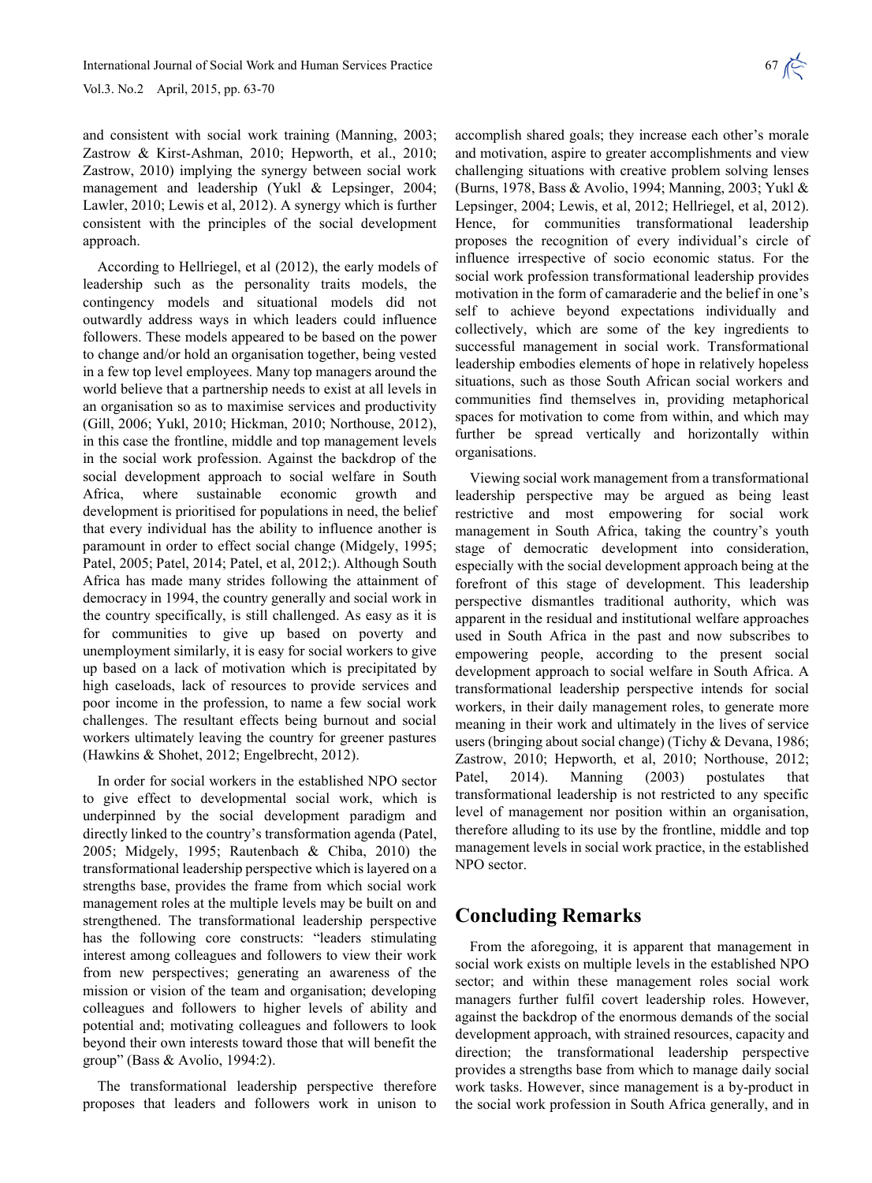and consistent with social work training (Manning, 2003; Zastrow & Kirst-Ashman, 2010; Hepworth, et al., 2010; Zastrow, 2010) implying the synergy between social work management and leadership (Yukl & Lepsinger, 2004; Lawler, 2010; Lewis et al, 2012). A synergy which is further consistent with the principles of the social development approach.

According to Hellriegel, et al (2012), the early models of leadership such as the personality traits models, the contingency models and situational models did not outwardly address ways in which leaders could influence followers. These models appeared to be based on the power to change and/or hold an organisation together, being vested in a few top level employees. Many top managers around the world believe that a partnership needs to exist at all levels in an organisation so as to maximise services and productivity (Gill, 2006; Yukl, 2010; Hickman, 2010; Northouse, 2012), in this case the frontline, middle and top management levels in the social work profession. Against the backdrop of the social development approach to social welfare in South Africa, where sustainable economic growth and development is prioritised for populations in need, the belief that every individual has the ability to influence another is paramount in order to effect social change (Midgely, 1995; Patel, 2005; Patel, 2014; Patel, et al, 2012;). Although South Africa has made many strides following the attainment of democracy in 1994, the country generally and social work in the country specifically, is still challenged. As easy as it is for communities to give up based on poverty and unemployment similarly, it is easy for social workers to give up based on a lack of motivation which is precipitated by high caseloads, lack of resources to provide services and poor income in the profession, to name a few social work challenges. The resultant effects being burnout and social workers ultimately leaving the country for greener pastures (Hawkins & Shohet, 2012; Engelbrecht, 2012).

In order for social workers in the established NPO sector to give effect to developmental social work, which is underpinned by the social development paradigm and directly linked to the country's transformation agenda (Patel, 2005; Midgely, 1995; Rautenbach & Chiba, 2010) the transformational leadership perspective which is layered on a strengths base, provides the frame from which social work management roles at the multiple levels may be built on and strengthened. The transformational leadership perspective has the following core constructs: "leaders stimulating interest among colleagues and followers to view their work from new perspectives; generating an awareness of the mission or vision of the team and organisation; developing colleagues and followers to higher levels of ability and potential and; motivating colleagues and followers to look beyond their own interests toward those that will benefit the group" (Bass & Avolio, 1994:2).

The transformational leadership perspective therefore proposes that leaders and followers work in unison to accomplish shared goals; they increase each other's morale and motivation, aspire to greater accomplishments and view challenging situations with creative problem solving lenses (Burns, 1978, Bass & Avolio, 1994; Manning, 2003; Yukl & Lepsinger, 2004; Lewis, et al, 2012; Hellriegel, et al, 2012). Hence, for communities transformational leadership proposes the recognition of every individual's circle of influence irrespective of socio economic status. For the social work profession transformational leadership provides motivation in the form of camaraderie and the belief in one's self to achieve beyond expectations individually and collectively, which are some of the key ingredients to successful management in social work. Transformational leadership embodies elements of hope in relatively hopeless situations, such as those South African social workers and communities find themselves in, providing metaphorical spaces for motivation to come from within, and which may further be spread vertically and horizontally within organisations.

Viewing social work management from a transformational leadership perspective may be argued as being least restrictive and most empowering for social work management in South Africa, taking the country's youth stage of democratic development into consideration, especially with the social development approach being at the forefront of this stage of development. This leadership perspective dismantles traditional authority, which was apparent in the residual and institutional welfare approaches used in South Africa in the past and now subscribes to empowering people, according to the present social development approach to social welfare in South Africa. A transformational leadership perspective intends for social workers, in their daily management roles, to generate more meaning in their work and ultimately in the lives of service users (bringing about social change) (Tichy & Devana, 1986; Zastrow, 2010; Hepworth, et al, 2010; Northouse, 2012; Patel, 2014). Manning (2003) postulates that transformational leadership is not restricted to any specific level of management nor position within an organisation, therefore alluding to its use by the frontline, middle and top management levels in social work practice, in the established NPO sector.

## Concluding Remarks

From the aforegoing, it is apparent that management in social work exists on multiple levels in the established NPO sector; and within these management roles social work managers further fulfil covert leadership roles. However, against the backdrop of the enormous demands of the social development approach, with strained resources, capacity and direction; the transformational leadership perspective provides a strengths base from which to manage daily social work tasks. However, since management is a by-product in the social work profession in South Africa generally, and in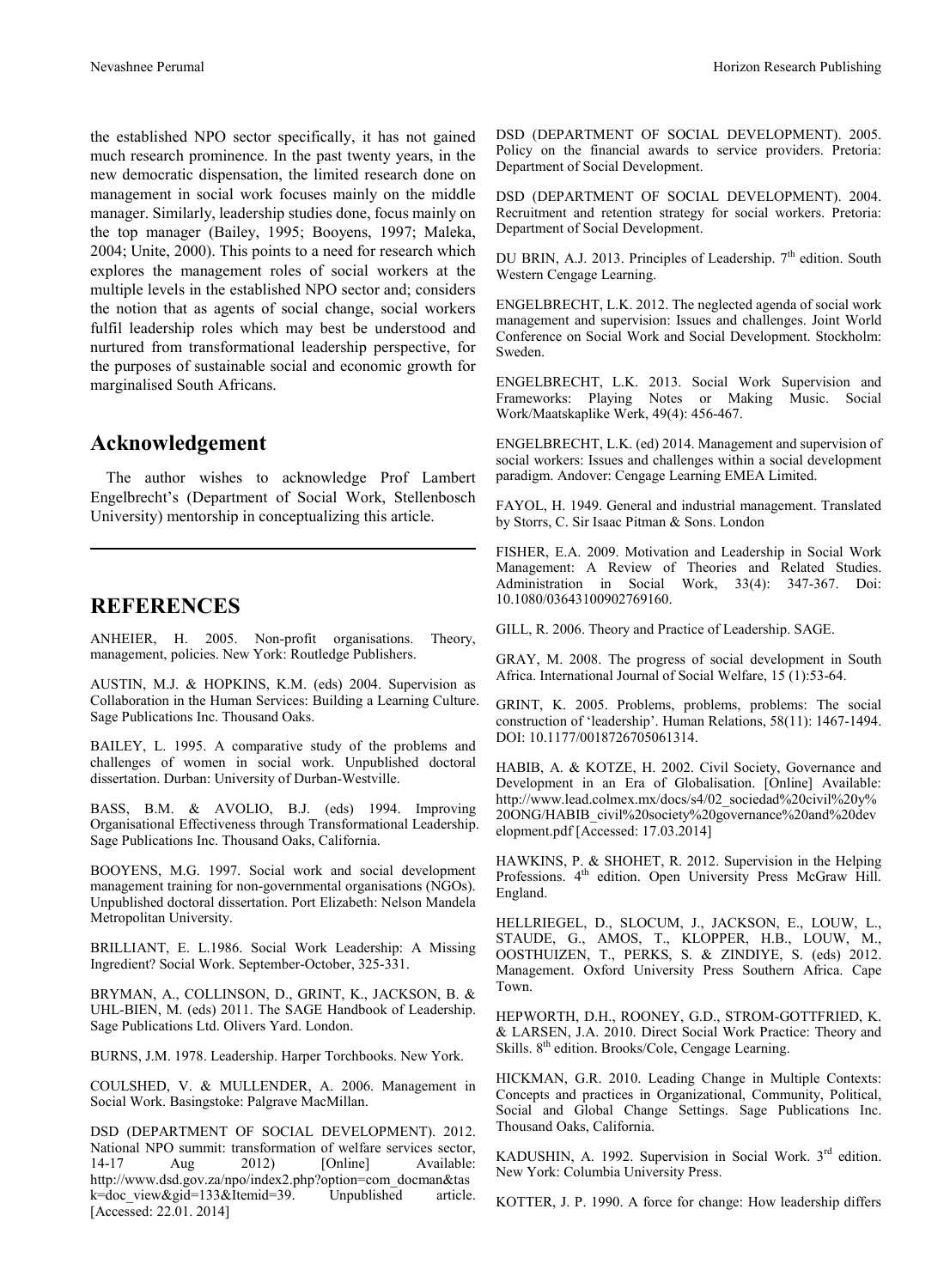the established NPO sector specifically, it has not gained much research prominence. In the past twenty years, in the new democratic dispensation, the limited research done on management in social work focuses mainly on the middle manager. Similarly, leadership studies done, focus mainly on the top manager (Bailey, 1995; Booyens, 1997; Maleka, 2004; Unite, 2000). This points to a need for research which explores the management roles of social workers at the multiple levels in the established NPO sector and; considers the notion that as agents of social change, social workers fulfil leadership roles which may best be understood and nurtured from transformational leadership perspective, for the purposes of sustainable social and economic growth for marginalised South Africans.

## Acknowledgement

The author wishes to acknowledge Prof Lambert Engelbrecht's (Department of Social Work, Stellenbosch University) mentorship in conceptualizing this article.

## REFERENCES

ANHEIER, H. 2005. Non-profit organisations. Theory, management, policies. New York: Routledge Publishers.

AUSTIN, M.J. & HOPKINS, K.M. (eds) 2004. Supervision as Collaboration in the Human Services: Building a Learning Culture. Sage Publications Inc. Thousand Oaks.

BAILEY, L. 1995. A comparative study of the problems and challenges of women in social work. Unpublished doctoral dissertation. Durban: University of Durban-Westville.

BASS, B.M. & AVOLIO, B.J. (eds) 1994. Improving Organisational Effectiveness through Transformational Leadership. Sage Publications Inc. Thousand Oaks, California.

BOOYENS, M.G. 1997. Social work and social development management training for non-governmental organisations (NGOs). Unpublished doctoral dissertation. Port Elizabeth: Nelson Mandela Metropolitan University.

BRILLIANT, E. L.1986. Social Work Leadership: A Missing Ingredient? Social Work. September-October, 325-331.

BRYMAN, A., COLLINSON, D., GRINT, K., JACKSON, B. & UHL-BIEN, M. (eds) 2011. The SAGE Handbook of Leadership. Sage Publications Ltd. Olivers Yard. London.

BURNS, J.M. 1978. Leadership. Harper Torchbooks. New York.

COULSHED, V. & MULLENDER, A. 2006. Management in Social Work. Basingstoke: Palgrave MacMillan.

DSD (DEPARTMENT OF SOCIAL DEVELOPMENT). 2012. National NPO summit: transformation of welfare services sector, 14-17 Aug 2012) [Online] Available: http://www.dsd.gov.za/npo/index2.php?option=com_docman&task=doc_view&gid=133&Itemid=39. Unpublished article. [Accessed: 22.01. 2014]

DSD (DEPARTMENT OF SOCIAL DEVELOPMENT). 2005. Policy on the financial awards to service providers. Pretoria: Department of Social Development.

DSD (DEPARTMENT OF SOCIAL DEVELOPMENT). 2004. Recruitment and retention strategy for social workers. Pretoria: Department of Social Development.

DU BRIN, A.J. 2013. Principles of Leadership. 7th edition. South Western Cengage Learning.

ENGELBRECHT, L.K. 2012. The neglected agenda of social work management and supervision: Issues and challenges. Joint World Conference on Social Work and Social Development. Stockholm: Sweden.

ENGELBRECHT, L.K. 2013. Social Work Supervision and Frameworks: Playing Notes or Making Music. Social Work/Maatskaplike Werk, 49(4): 456-467.

ENGELBRECHT, L.K. (ed) 2014. Management and supervision of social workers: Issues and challenges within a social development paradigm. Andover: Cengage Learning EMEA Limited.

FAYOL, H. 1949. General and industrial management. Translated by Storrs, C. Sir Isaac Pitman & Sons. London

FISHER, E.A. 2009. Motivation and Leadership in Social Work Management: A Review of Theories and Related Studies. Administration in Social Work, 33(4): 347-367. Doi: 10.1080/03643100902769160.

GILL, R. 2006. Theory and Practice of Leadership. SAGE.

GRAY, M. 2008. The progress of social development in South Africa. International Journal of Social Welfare, 15 (1):53-64.

GRINT, K. 2005. Problems, problems, problems: The social construction of 'leadership'. Human Relations, 58(11): 1467-1494. DOI: 10.1177/0018726705061314.

HABIB, A. & KOTZE, H. 2002. Civil Society, Governance and Development in an Era of Globalisation. [Online] Available: http://www.lead.colmex.mx/docs/s4/02_sociedad%20civil%20y%20ONG/HABIB_civil%20society%20governance%20and%20development.pdf [Accessed: 17.03.2014]

HAWKINS, P. & SHOHET, R. 2012. Supervision in the Helping Professions. 4th edition. Open University Press McGraw Hill. England.

HELLRIEGEL, D., SLOCUM, J., JACKSON, E., LOUW, L., STAUDE, G., AMOS, T., KLOPPER, H.B., LOUW, M., OOSTHUIZEN, T., PERKS, S. & ZINDIYE, S. (eds) 2012. Management. Oxford University Press Southern Africa. Cape Town.

HEPWORTH, D.H., ROONEY, G.D., STROM-GOTTFRIED, K. & LARSEN, J.A. 2010. Direct Social Work Practice: Theory and Skills. 8th edition. Brooks/Cole, Cengage Learning.

HICKMAN, G.R. 2010. Leading Change in Multiple Contexts: Concepts and practices in Organizational, Community, Political, Social and Global Change Settings. Sage Publications Inc. Thousand Oaks, California.

KADUSHIN, A. 1992. Supervision in Social Work. 3rd edition. New York: Columbia University Press.

KOTTER, J. P. 1990. A force for change: How leadership differs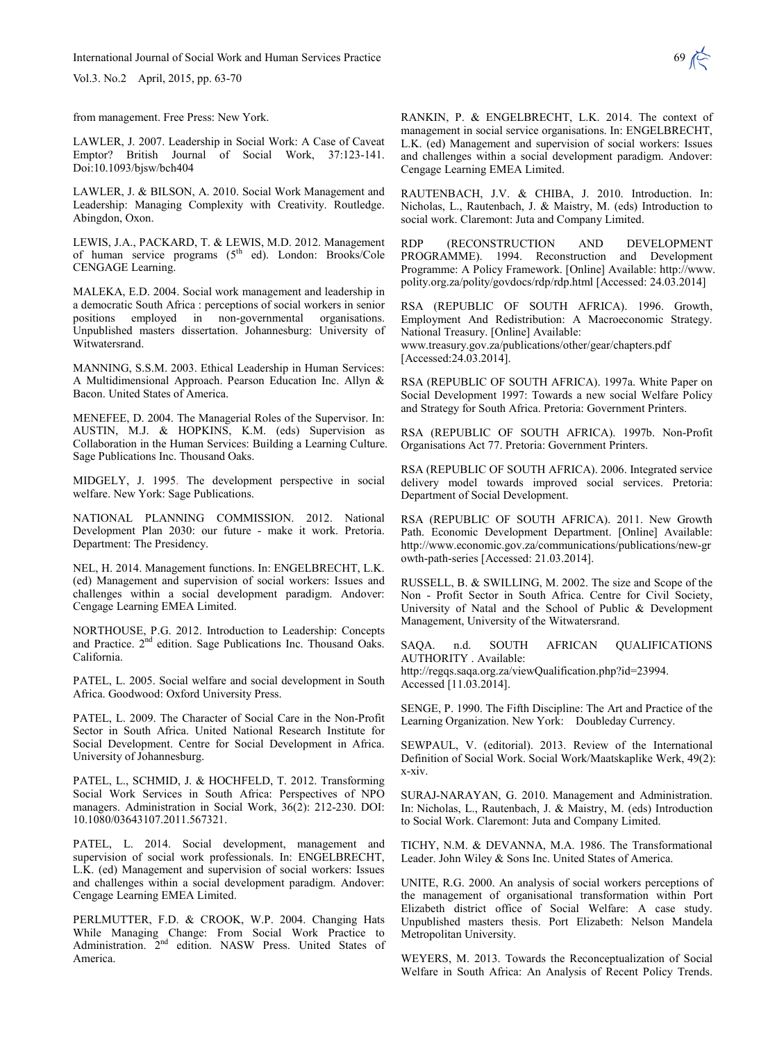from management. Free Press: New York.

LAWLER, J. 2007. Leadership in Social Work: A Case of Caveat Emptor? British Journal of Social Work, 37:123-141. Doi:10.1093/bjsw/bch404

LAWLER, J. & BILSON, A. 2010. Social Work Management and Leadership: Managing Complexity with Creativity. Routledge. Abingdon, Oxon.

LEWIS, J.A., PACKARD, T. & LEWIS, M.D. 2012. Management of human service programs (5th ed). London: Brooks/Cole CENGAGE Learning.

MALEKA, E.D. 2004. Social work management and leadership in a democratic South Africa : perceptions of social workers in senior positions employed in non-governmental organisations. Unpublished masters dissertation. Johannesburg: University of Witwatersrand.

MANNING, S.S.M. 2003. Ethical Leadership in Human Services: A Multidimensional Approach. Pearson Education Inc. Allyn & Bacon. United States of America.

MENEFEE, D. 2004. The Managerial Roles of the Supervisor. In: AUSTIN, M.J. & HOPKINS, K.M. (eds) Supervision as Collaboration in the Human Services: Building a Learning Culture. Sage Publications Inc. Thousand Oaks.

MIDGELY, J. 1995. The development perspective in social welfare. New York: Sage Publications.

NATIONAL PLANNING COMMISSION. 2012. National Development Plan 2030: our future - make it work. Pretoria. Department: The Presidency.

NEL, H. 2014. Management functions. In: ENGELBRECHT, L.K. (ed) Management and supervision of social workers: Issues and challenges within a social development paradigm. Andover: Cengage Learning EMEA Limited.

NORTHOUSE, P.G. 2012. Introduction to Leadership: Concepts and Practice. 2nd edition. Sage Publications Inc. Thousand Oaks. California.

PATEL, L. 2005. Social welfare and social development in South Africa. Goodwood: Oxford University Press.

PATEL, L. 2009. The Character of Social Care in the Non-Profit Sector in South Africa. United National Research Institute for Social Development. Centre for Social Development in Africa. University of Johannesburg.

PATEL, L., SCHMID, J. & HOCHFELD, T. 2012. Transforming Social Work Services in South Africa: Perspectives of NPO managers. Administration in Social Work, 36(2): 212-230. DOI: 10.1080/03643107.2011.567321.

PATEL, L. 2014. Social development, management and supervision of social work professionals. In: ENGELBRECHT, L.K. (ed) Management and supervision of social workers: Issues and challenges within a social development paradigm. Andover: Cengage Learning EMEA Limited.

PERLMUTTER, F.D. & CROOK, W.P. 2004. Changing Hats While Managing Change: From Social Work Practice to Administration. 2nd edition. NASW Press. United States of America.

RANKIN, P. & ENGELBRECHT, L.K. 2014. The context of management in social service organisations. In: ENGELBRECHT, L.K. (ed) Management and supervision of social workers: Issues and challenges within a social development paradigm. Andover: Cengage Learning EMEA Limited.

RAUTENBACH, J.V. & CHIBA, J. 2010. Introduction. In: Nicholas, L., Rautenbach, J. & Maistry, M. (eds) Introduction to social work. Claremont: Juta and Company Limited.

RDP (RECONSTRUCTION AND DEVELOPMENT PROGRAMME). 1994. Reconstruction and Development Programme: A Policy Framework. [Online] Available: http://www.polity.org.za/polity/govdocs/rdp/rdp.html [Accessed: 24.03.2014]

RSA (REPUBLIC OF SOUTH AFRICA). 1996. Growth, Employment And Redistribution: A Macroeconomic Strategy. National Treasury. [Online] Available: www.treasury.gov.za/publications/other/gear/chapters.pdf [Accessed:24.03.2014].

RSA (REPUBLIC OF SOUTH AFRICA). 1997a. White Paper on Social Development 1997: Towards a new social Welfare Policy and Strategy for South Africa. Pretoria: Government Printers.

RSA (REPUBLIC OF SOUTH AFRICA). 1997b. Non-Profit Organisations Act 77. Pretoria: Government Printers.

RSA (REPUBLIC OF SOUTH AFRICA). 2006. Integrated service delivery model towards improved social services. Pretoria: Department of Social Development.

RSA (REPUBLIC OF SOUTH AFRICA). 2011. New Growth Path. Economic Development Department. [Online] Available: http://www.economic.gov.za/communications/publications/new-growth-path-series [Accessed: 21.03.2014].

RUSSELL, B. & SWILLING, M. 2002. The size and Scope of the Non - Profit Sector in South Africa. Centre for Civil Society, University of Natal and the School of Public & Development Management, University of the Witwatersrand.

SAQA. n.d. SOUTH AFRICAN QUALIFICATIONS AUTHORITY . Available: http://regqs.saqa.org.za/viewQualification.php?id=23994. Accessed [11.03.2014].

SENGE, P. 1990. The Fifth Discipline: The Art and Practice of the Learning Organization. New York: Doubleday Currency.

SEWPAUL, V. (editorial). 2013. Review of the International Definition of Social Work. Social Work/Maatskaplike Werk, 49(2): x-xiv.

SURAJ-NARAYAN, G. 2010. Management and Administration. In: Nicholas, L., Rautenbach, J. & Maistry, M. (eds) Introduction to Social Work. Claremont: Juta and Company Limited.

TICHY, N.M. & DEVANNA, M.A. 1986. The Transformational Leader. John Wiley & Sons Inc. United States of America.

UNITE, R.G. 2000. An analysis of social workers perceptions of the management of organisational transformation within Port Elizabeth district office of Social Welfare: A case study. Unpublished masters thesis. Port Elizabeth: Nelson Mandela Metropolitan University.

WEYERS, M. 2013. Towards the Reconceptualization of Social Welfare in South Africa: An Analysis of Recent Policy Trends.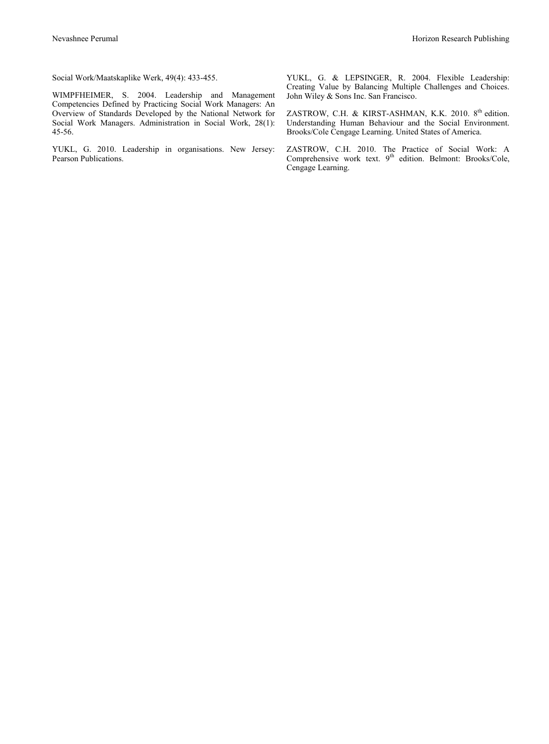Social Work/Maatskaplike Werk, 49(4): 433-455.

WIMPFHEIMER, S. 2004. Leadership and Management Competencies Defined by Practicing Social Work Managers: An Overview of Standards Developed by the National Network for Social Work Managers. Administration in Social Work, 28(1): 45-56.

YUKL, G. 2010. Leadership in organisations. New Jersey: Pearson Publications.

YUKL, G. & LEPSINGER, R. 2004. Flexible Leadership: Creating Value by Balancing Multiple Challenges and Choices. John Wiley & Sons Inc. San Francisco.

ZASTROW, C.H. & KIRST-ASHMAN, K.K. 2010. 8th edition. Understanding Human Behaviour and the Social Environment. Brooks/Cole Cengage Learning. United States of America.

ZASTROW, C.H. 2010. The Practice of Social Work: A Comprehensive work text. 9th edition. Belmont: Brooks/Cole, Cengage Learning.